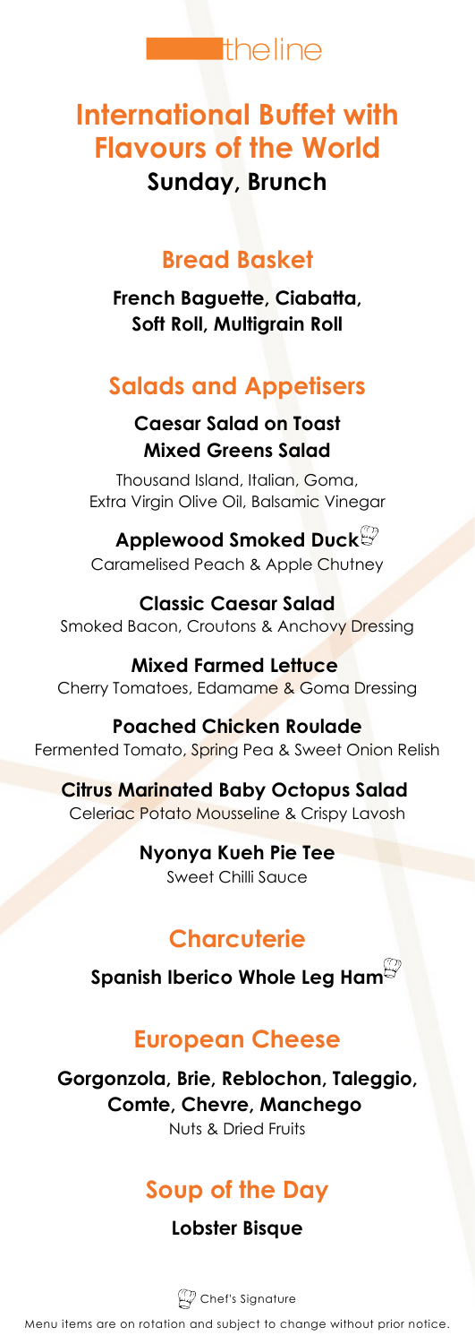theline

# International Buffet with Flavours of the World

**Sunday, Brunch**

## Bread Basket

**French Baguette, Ciabatta, Soft Roll, Multigrain Roll**

## Salads and Appetisers

**Caesar Salad on Toast**
**Mixed Greens Salad**

Thousand Island, Italian, Goma, Extra Virgin Olive Oil, Balsamic Vinegar

**Applewood Smoked Duck** (Chef's Signature)
Caramelised Peach & Apple Chutney

**Classic Caesar Salad**
Smoked Bacon, Croutons & Anchovy Dressing

**Mixed Farmed Lettuce**
Cherry Tomatoes, Edamame & Goma Dressing

**Poached Chicken Roulade**
Fermented Tomato, Spring Pea & Sweet Onion Relish

**Citrus Marinated Baby Octopus Salad**
Celeriac Potato Mousseline & Crispy Lavosh

**Nyonya Kueh Pie Tee**
Sweet Chilli Sauce

## Charcuterie

**Spanish Iberico Whole Leg Ham** (Chef's Signature)

## European Cheese

**Gorgonzola, Brie, Reblochon, Taleggio, Comte, Chevre, Manchego**
Nuts & Dried Fruits

## Soup of the Day

**Lobster Bisque**

Chef's Signature

Menu items are on rotation and subject to change without prior notice.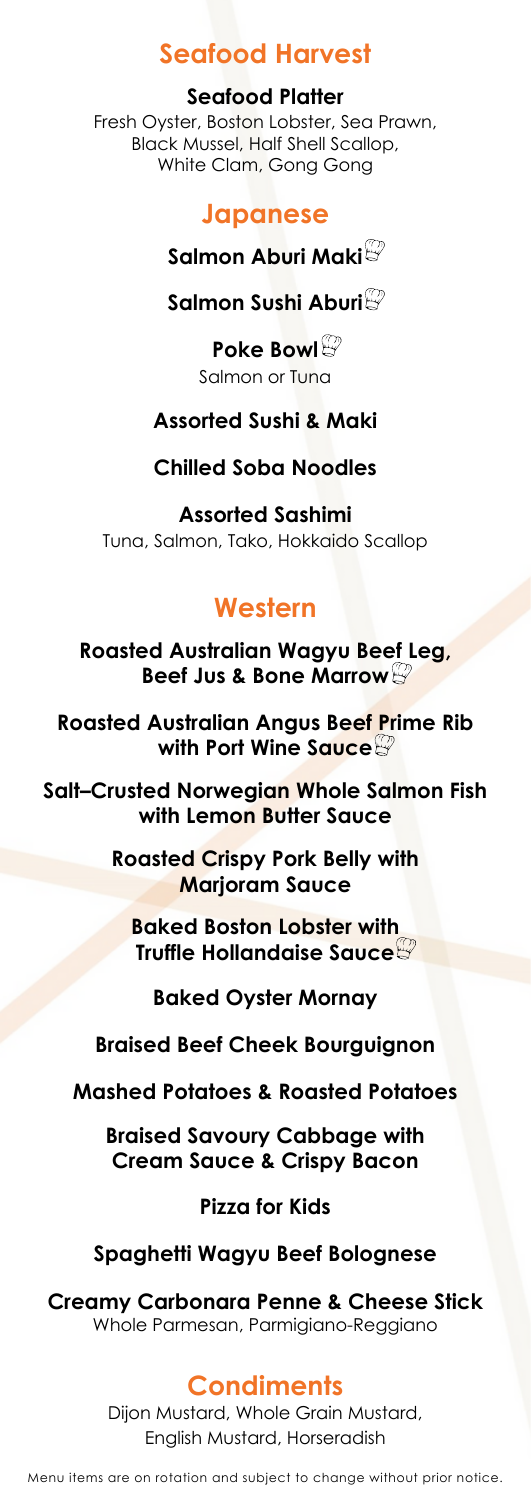## Seafood Harvest

**Seafood Platter**
Fresh Oyster, Boston Lobster, Sea Prawn, Black Mussel, Half Shell Scallop, White Clam, Gong Gong

## Japanese

**Salmon Aburi Maki**

**Salmon Sushi Aburi**

**Poke Bowl**
Salmon or Tuna

**Assorted Sushi & Maki**

**Chilled Soba Noodles**

**Assorted Sashimi**
Tuna, Salmon, Tako, Hokkaido Scallop

## Western

**Roasted Australian Wagyu Beef Leg, Beef Jus & Bone Marrow**

**Roasted Australian Angus Beef Prime Rib with Port Wine Sauce**

**Salt–Crusted Norwegian Whole Salmon Fish with Lemon Butter Sauce**

**Roasted Crispy Pork Belly with Marjoram Sauce**

**Baked Boston Lobster with Truffle Hollandaise Sauce**

**Baked Oyster Mornay**

**Braised Beef Cheek Bourguignon**

**Mashed Potatoes & Roasted Potatoes**

**Braised Savoury Cabbage with Cream Sauce & Crispy Bacon**

**Pizza for Kids**

**Spaghetti Wagyu Beef Bolognese**

**Creamy Carbonara Penne & Cheese Stick**
Whole Parmesan, Parmigiano-Reggiano

## Condiments

Dijon Mustard, Whole Grain Mustard, English Mustard, Horseradish

Menu items are on rotation and subject to change without prior notice.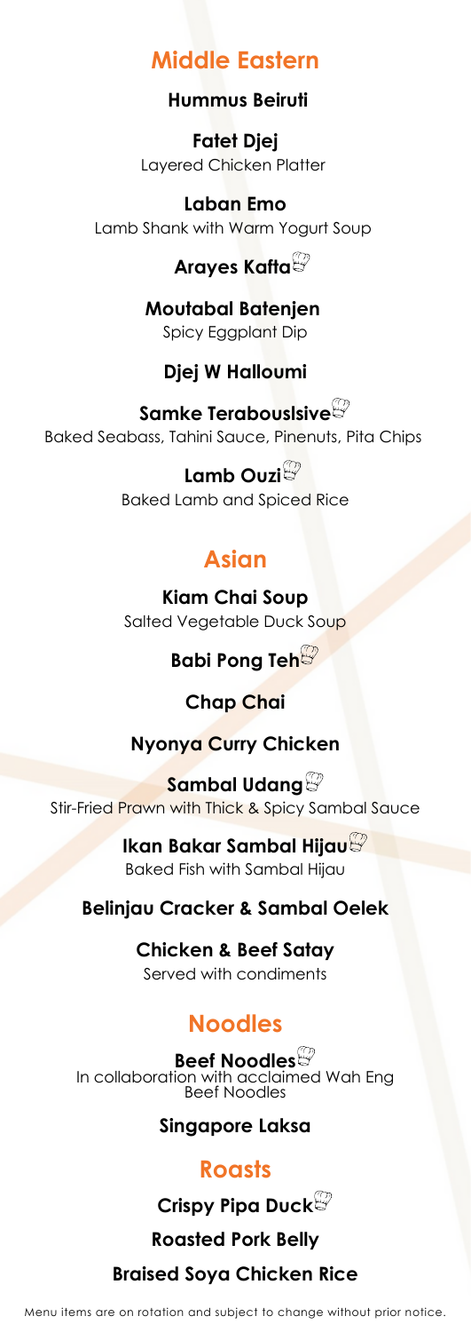## Middle Eastern

**Hummus Beiruti**

**Fatet Djej**
Layered Chicken Platter

**Laban Emo**
Lamb Shank with Warm Yogurt Soup

**Arayes Kafta**

**Moutabal Batenjen**
Spicy Eggplant Dip

**Djej W Halloumi**

**Samke Terabouslsive**
Baked Seabass, Tahini Sauce, Pinenuts, Pita Chips

**Lamb Ouzi**
Baked Lamb and Spiced Rice

## Asian

**Kiam Chai Soup**
Salted Vegetable Duck Soup

**Babi Pong Teh**

**Chap Chai**

**Nyonya Curry Chicken**

**Sambal Udang**
Stir-Fried Prawn with Thick & Spicy Sambal Sauce

**Ikan Bakar Sambal Hijau**
Baked Fish with Sambal Hijau

**Belinjau Cracker & Sambal Oelek**

**Chicken & Beef Satay**
Served with condiments

## Noodles

**Beef Noodles**
In collaboration with acclaimed Wah Eng Beef Noodles

**Singapore Laksa**

## Roasts

**Crispy Pipa Duck**

**Roasted Pork Belly**

**Braised Soya Chicken Rice**

Menu items are on rotation and subject to change without prior notice.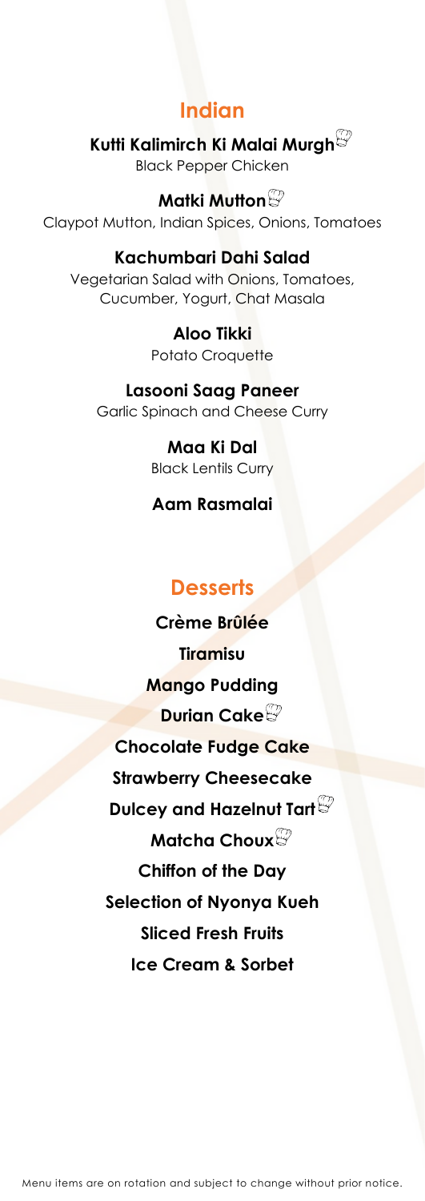## Indian

**Kutti Kalimirch Ki Malai Murgh**
Black Pepper Chicken

**Matki Mutton**
Claypot Mutton, Indian Spices, Onions, Tomatoes

**Kachumbari Dahi Salad**
Vegetarian Salad with Onions, Tomatoes, Cucumber, Yogurt, Chat Masala

**Aloo Tikki**
Potato Croquette

**Lasooni Saag Paneer**
Garlic Spinach and Cheese Curry

**Maa Ki Dal**
Black Lentils Curry

**Aam Rasmalai**

## Desserts

**Crème Brûlée**

**Tiramisu**

**Mango Pudding**

**Durian Cake**

**Chocolate Fudge Cake**

**Strawberry Cheesecake**

**Dulcey and Hazelnut Tart**

**Matcha Choux**

**Chiffon of the Day**

**Selection of Nyonya Kueh**

**Sliced Fresh Fruits**

**Ice Cream & Sorbet**

Menu items are on rotation and subject to change without prior notice.